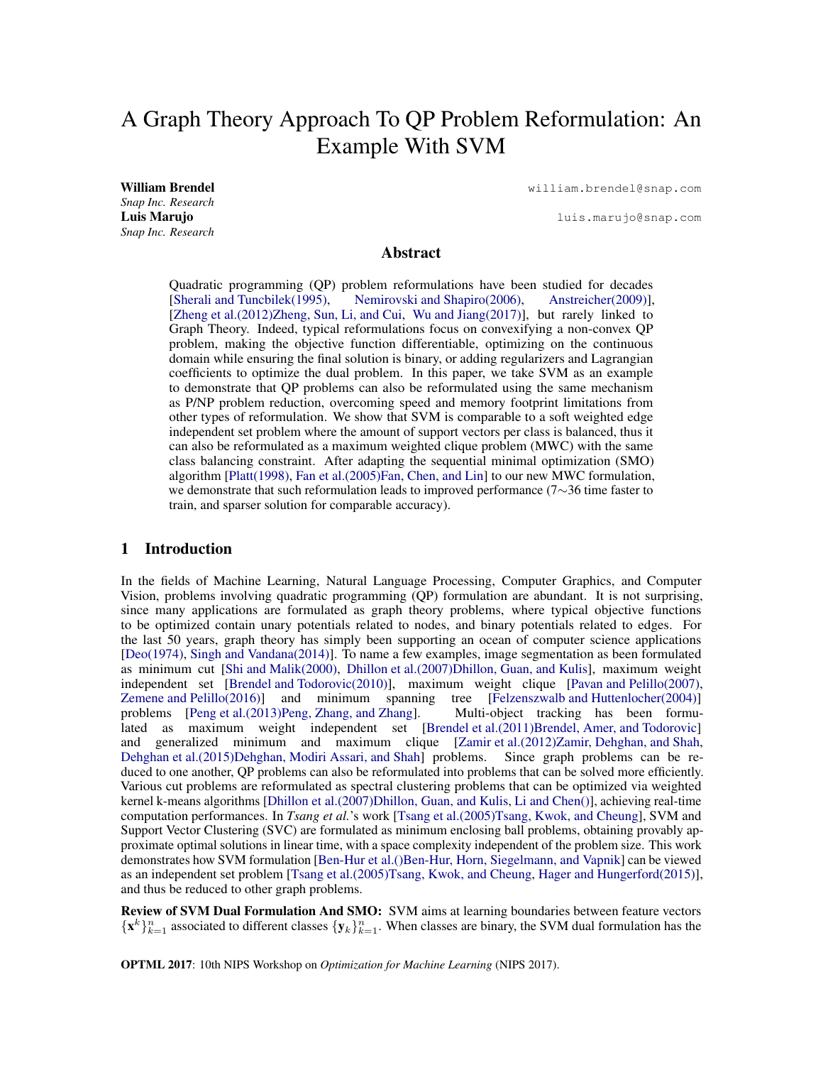# A Graph Theory Approach To QP Problem Reformulation: An Example With SVM

**William Brendel**
*Snap Inc. Research*
william.brendel@snap.com

**Luis Marujo**
*Snap Inc. Research*
luis.marujo@snap.com

## Abstract

Quadratic programming (QP) problem reformulations have been studied for decades [Sherali and Tuncbilek(1995), Nemirovski and Shapiro(2006), Anstreicher(2009)], [Zheng et al.(2012)Zheng, Sun, Li, and Cui, Wu and Jiang(2017)], but rarely linked to Graph Theory. Indeed, typical reformulations focus on convexifying a non-convex QP problem, making the objective function differentiable, optimizing on the continuous domain while ensuring the final solution is binary, or adding regularizers and Lagrangian coefficients to optimize the dual problem. In this paper, we take SVM as an example to demonstrate that QP problems can also be reformulated using the same mechanism as P/NP problem reduction, overcoming speed and memory footprint limitations from other types of reformulation. We show that SVM is comparable to a soft weighted edge independent set problem where the amount of support vectors per class is balanced, thus it can also be reformulated as a maximum weighted clique problem (MWC) with the same class balancing constraint. After adapting the sequential minimal optimization (SMO) algorithm [Platt(1998), Fan et al.(2005)Fan, Chen, and Lin] to our new MWC formulation, we demonstrate that such reformulation leads to improved performance (7∼36 time faster to train, and sparser solution for comparable accuracy).

## 1 Introduction

In the fields of Machine Learning, Natural Language Processing, Computer Graphics, and Computer Vision, problems involving quadratic programming (QP) formulation are abundant. It is not surprising, since many applications are formulated as graph theory problems, where typical objective functions to be optimized contain unary potentials related to nodes, and binary potentials related to edges. For the last 50 years, graph theory has simply been supporting an ocean of computer science applications [Deo(1974), Singh and Vandana(2014)]. To name a few examples, image segmentation as been formulated as minimum cut [Shi and Malik(2000), Dhillon et al.(2007)Dhillon, Guan, and Kulis], maximum weight independent set [Brendel and Todorovic(2010)], maximum weight clique [Pavan and Pelillo(2007), Zemene and Pelillo(2016)] and minimum spanning tree [Felzenszwalb and Huttenlocher(2004)] problems [Peng et al.(2013)Peng, Zhang, and Zhang]. Multi-object tracking has been formulated as maximum weight independent set [Brendel et al.(2011)Brendel, Amer, and Todorovic] and generalized minimum and maximum clique [Zamir et al.(2012)Zamir, Dehghan, and Shah, Dehghan et al.(2015)Dehghan, Modiri Assari, and Shah] problems. Since graph problems can be reduced to one another, QP problems can also be reformulated into problems that can be solved more efficiently. Various cut problems are reformulated as spectral clustering problems that can be optimized via weighted kernel k-means algorithms [Dhillon et al.(2007)Dhillon, Guan, and Kulis, Li and Chen()], achieving real-time computation performances. In *Tsang et al.*'s work [Tsang et al.(2005)Tsang, Kwok, and Cheung], SVM and Support Vector Clustering (SVC) are formulated as minimum enclosing ball problems, obtaining provably approximate optimal solutions in linear time, with a space complexity independent of the problem size. This work demonstrates how SVM formulation [Ben-Hur et al.()Ben-Hur, Horn, Siegelmann, and Vapnik] can be viewed as an independent set problem [Tsang et al.(2005)Tsang, Kwok, and Cheung, Hager and Hungerford(2015)], and thus be reduced to other graph problems.

**Review of SVM Dual Formulation And SMO:** SVM aims at learning boundaries between feature vectors $\{\mathbf{x}^k\}_{k=1}^n$ associated to different classes $\{\mathbf{y}_k\}_{k=1}^n$. When classes are binary, the SVM dual formulation has the

**OPTML 2017**: 10th NIPS Workshop on *Optimization for Machine Learning* (NIPS 2017).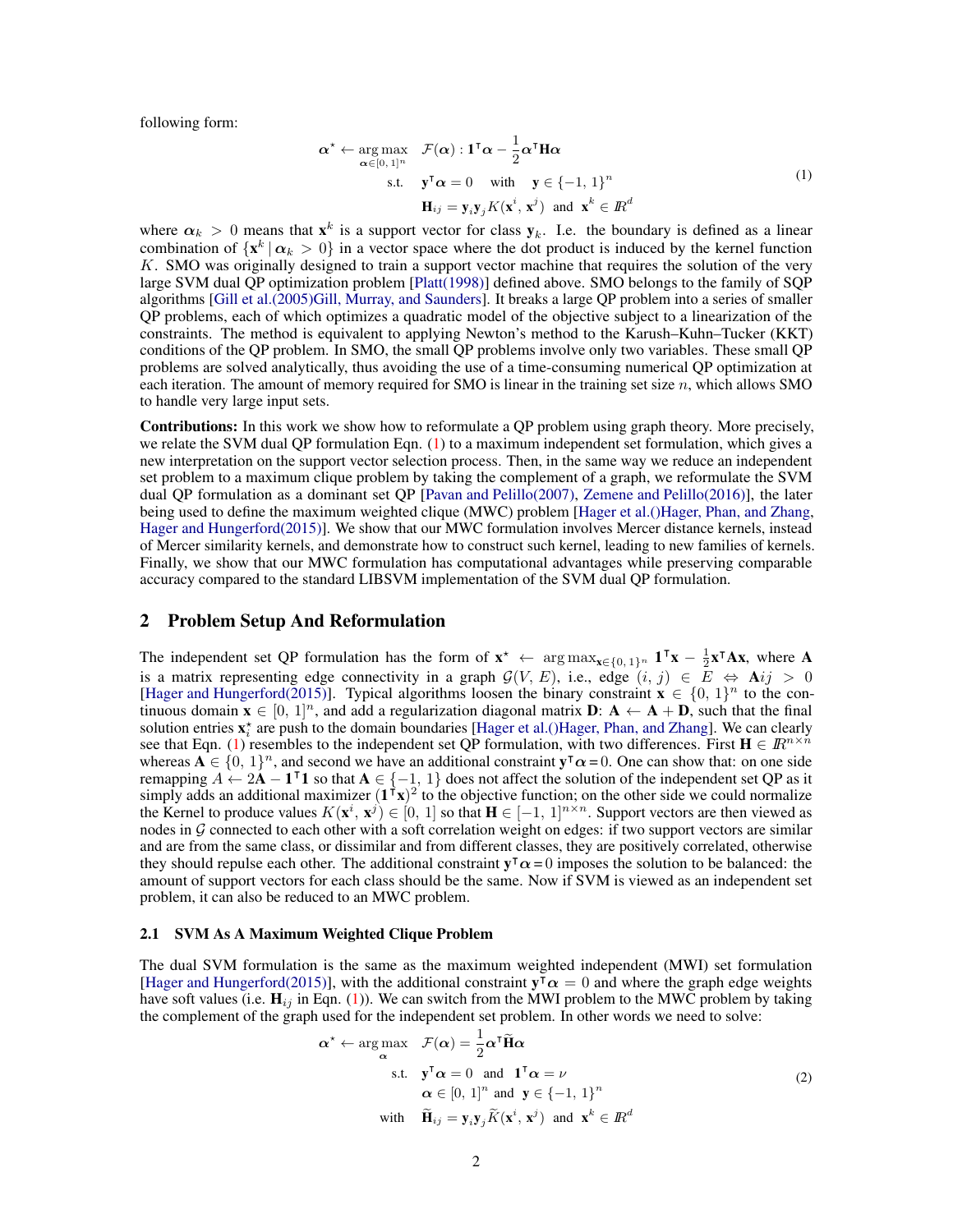following form:

$$
\begin{aligned}
\boldsymbol{\alpha}^\star \leftarrow \underset{\boldsymbol{\alpha}\in[0,\,1]^n}{\arg\max} \quad & \mathcal{F}(\boldsymbol{\alpha}) : \mathbf{1}^\intercal\boldsymbol{\alpha} - \frac{1}{2}\boldsymbol{\alpha}^\intercal\mathbf{H}\boldsymbol{\alpha} \\
\text{s.t.} \quad & \mathbf{y}^\intercal\boldsymbol{\alpha} = 0 \quad \text{with} \quad \mathbf{y} \in \{-1,\,1\}^n \\
& \mathbf{H}_{ij} = \mathbf{y}_i\mathbf{y}_j K(\mathbf{x}^i,\,\mathbf{x}^j) \;\text{ and }\; \mathbf{x}^k \in I\!R^d
\end{aligned}
\tag{1}
$$

where $\boldsymbol{\alpha}_k > 0$ means that $\mathbf{x}^k$ is a support vector for class $\mathbf{y}_k$. I.e. the boundary is defined as a linear combination of $\{\mathbf{x}^k \,|\, \boldsymbol{\alpha}_k > 0\}$ in a vector space where the dot product is induced by the kernel function $K$. SMO was originally designed to train a support vector machine that requires the solution of the very large SVM dual QP optimization problem [Platt(1998)] defined above. SMO belongs to the family of SQP algorithms [Gill et al.(2005)Gill, Murray, and Saunders]. It breaks a large QP problem into a series of smaller QP problems, each of which optimizes a quadratic model of the objective subject to a linearization of the constraints. The method is equivalent to applying Newton's method to the Karush–Kuhn–Tucker (KKT) conditions of the QP problem. In SMO, the small QP problems involve only two variables. These small QP problems are solved analytically, thus avoiding the use of a time-consuming numerical QP optimization at each iteration. The amount of memory required for SMO is linear in the training set size $n$, which allows SMO to handle very large input sets.

**Contributions:** In this work we show how to reformulate a QP problem using graph theory. More precisely, we relate the SVM dual QP formulation Eqn. (1) to a maximum independent set formulation, which gives a new interpretation on the support vector selection process. Then, in the same way we reduce an independent set problem to a maximum clique problem by taking the complement of a graph, we reformulate the SVM dual QP formulation as a dominant set QP [Pavan and Pelillo(2007), Zemene and Pelillo(2016)], the later being used to define the maximum weighted clique (MWC) problem [Hager et al.()Hager, Phan, and Zhang, Hager and Hungerford(2015)]. We show that our MWC formulation involves Mercer distance kernels, instead of Mercer similarity kernels, and demonstrate how to construct such kernel, leading to new families of kernels. Finally, we show that our MWC formulation has computational advantages while preserving comparable accuracy compared to the standard LIBSVM implementation of the SVM dual QP formulation.

## 2 Problem Setup And Reformulation

The independent set QP formulation has the form of $\mathbf{x}^\star \leftarrow \arg\max_{\mathbf{x}\in\{0,\,1\}^n} \mathbf{1}^\intercal\mathbf{x} - \frac{1}{2}\mathbf{x}^\intercal\mathbf{A}\mathbf{x}$, where $\mathbf{A}$ is a matrix representing edge connectivity in a graph $\mathcal{G}(V,\,E)$, i.e., edge $(i,\,j) \in E \Leftrightarrow \mathbf{A}ij > 0$ [Hager and Hungerford(2015)]. Typical algorithms loosen the binary constraint $\mathbf{x} \in \{0,\,1\}^n$ to the continuous domain $\mathbf{x} \in [0,\,1]^n$, and add a regularization diagonal matrix $\mathbf{D}$: $\mathbf{A} \leftarrow \mathbf{A} + \mathbf{D}$, such that the final solution entries $\mathbf{x}_i^\star$ are push to the domain boundaries [Hager et al.()Hager, Phan, and Zhang]. We can clearly see that Eqn. (1) resembles to the independent set QP formulation, with two differences. First $\mathbf{H} \in I\!R^{n\times n}$ whereas $\mathbf{A} \in \{0,\,1\}^n$, and second we have an additional constraint $\mathbf{y}^\intercal\boldsymbol{\alpha} = 0$. One can show that: on one side remapping $A \leftarrow 2\mathbf{A} - \mathbf{1}^\intercal\mathbf{1}$ so that $\mathbf{A} \in \{-1,\,1\}$ does not affect the solution of the independent set QP as it simply adds an additional maximizer $(\mathbf{1}^\intercal\mathbf{x})^2$ to the objective function; on the other side we could normalize the Kernel to produce values $K(\mathbf{x}^i,\,\mathbf{x}^j) \in [0,\,1]$ so that $\mathbf{H} \in [-1,\,1]^{n\times n}$. Support vectors are then viewed as nodes in $\mathcal{G}$ connected to each other with a soft correlation weight on edges: if two support vectors are similar and are from the same class, or dissimilar and from different classes, they are positively correlated, otherwise they should repulse each other. The additional constraint $\mathbf{y}^\intercal\boldsymbol{\alpha} = 0$ imposes the solution to be balanced: the amount of support vectors for each class should be the same. Now if SVM is viewed as an independent set problem, it can also be reduced to an MWC problem.

### 2.1 SVM As A Maximum Weighted Clique Problem

The dual SVM formulation is the same as the maximum weighted independent (MWI) set formulation [Hager and Hungerford(2015)], with the additional constraint $\mathbf{y}^\intercal\boldsymbol{\alpha} = 0$ and where the graph edge weights have soft values (i.e. $\mathbf{H}_{ij}$ in Eqn. (1)). We can switch from the MWI problem to the MWC problem by taking the complement of the graph used for the independent set problem. In other words we need to solve:

$$
\begin{aligned}
\boldsymbol{\alpha}^\star \leftarrow \underset{\boldsymbol{\alpha}}{\arg\max} \quad & \mathcal{F}(\boldsymbol{\alpha}) = \frac{1}{2}\boldsymbol{\alpha}^\intercal\widetilde{\mathbf{H}}\boldsymbol{\alpha} \\
\text{s.t.} \quad & \mathbf{y}^\intercal\boldsymbol{\alpha} = 0 \;\text{ and }\; \mathbf{1}^\intercal\boldsymbol{\alpha} = \nu \\
& \boldsymbol{\alpha} \in [0,\,1]^n \;\text{ and }\; \mathbf{y} \in \{-1,\,1\}^n \\
\text{with} \quad & \widetilde{\mathbf{H}}_{ij} = \mathbf{y}_i\mathbf{y}_j\widetilde{K}(\mathbf{x}^i,\,\mathbf{x}^j) \;\text{ and }\; \mathbf{x}^k \in I\!R^d
\end{aligned}
\tag{2}
$$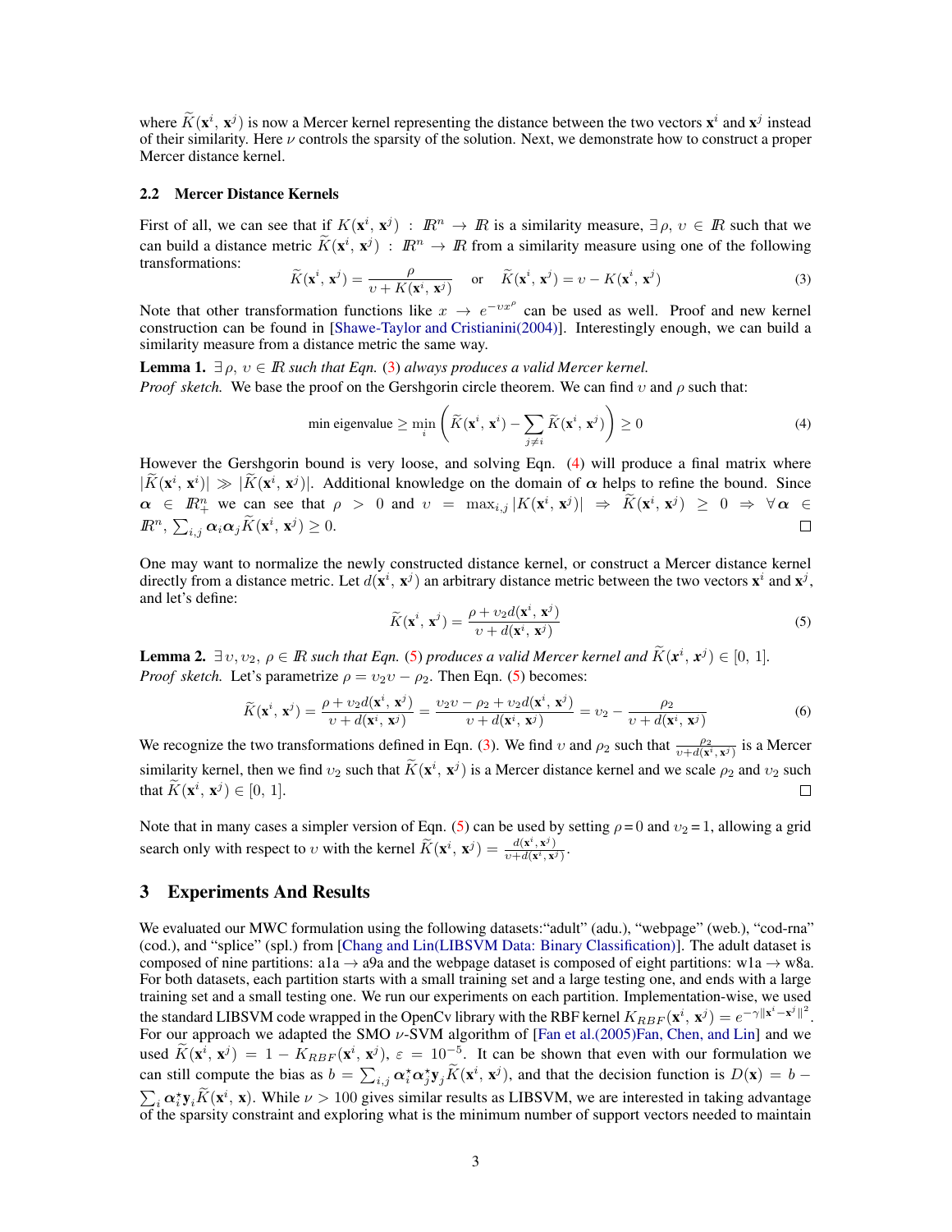where $\widetilde{K}(\mathbf{x}^i, \mathbf{x}^j)$ is now a Mercer kernel representing the distance between the two vectors $\mathbf{x}^i$ and $\mathbf{x}^j$ instead of their similarity. Here $\nu$ controls the sparsity of the solution. Next, we demonstrate how to construct a proper Mercer distance kernel.

### 2.2 Mercer Distance Kernels

First of all, we can see that if $K(\mathbf{x}^i, \mathbf{x}^j) : I\!R^n \to I\!R$ is a similarity measure, $\exists\, \rho,\, \upsilon \in I\!R$ such that we can build a distance metric $\widetilde{K}(\mathbf{x}^i, \mathbf{x}^j) : I\!R^n \to I\!R$ from a similarity measure using one of the following transformations:

$$\widetilde{K}(\mathbf{x}^i, \mathbf{x}^j) = \frac{\rho}{\upsilon + K(\mathbf{x}^i, \mathbf{x}^j)} \quad \text{or} \quad \widetilde{K}(\mathbf{x}^i, \mathbf{x}^j) = \upsilon - K(\mathbf{x}^i, \mathbf{x}^j) \tag{3}$$

Note that other transformation functions like $x \to e^{-\upsilon x^{\rho}}$ can be used as well. Proof and new kernel construction can be found in [Shawe-Taylor and Cristianini(2004)]. Interestingly enough, we can build a similarity measure from a distance metric the same way.

**Lemma 1.** *$\exists\, \rho,\, \upsilon \in I\!R$ such that Eqn. (3) always produces a valid Mercer kernel.*
*Proof sketch.* We base the proof on the Gershgorin circle theorem. We can find $\upsilon$ and $\rho$ such that:

$$\text{min eigenvalue} \geq \min_i \left( \widetilde{K}(\mathbf{x}^i, \mathbf{x}^i) - \sum_{j \neq i} \widetilde{K}(\mathbf{x}^i, \mathbf{x}^j) \right) \geq 0 \tag{4}$$

However the Gershgorin bound is very loose, and solving Eqn. (4) will produce a final matrix where $|\widetilde{K}(\mathbf{x}^i, \mathbf{x}^i)| \gg |\widetilde{K}(\mathbf{x}^i, \mathbf{x}^j)|$. Additional knowledge on the domain of $\boldsymbol{\alpha}$ helps to refine the bound. Since $\boldsymbol{\alpha} \in I\!R^n_+$ we can see that $\rho > 0$ and $\upsilon = \max_{i,j} |K(\mathbf{x}^i, \mathbf{x}^j)| \Rightarrow \widetilde{K}(\mathbf{x}^i, \mathbf{x}^j) \geq 0 \Rightarrow \forall\, \boldsymbol{\alpha} \in I\!R^n,\ \sum_{i,j} \boldsymbol{\alpha}_i \boldsymbol{\alpha}_j \widetilde{K}(\mathbf{x}^i, \mathbf{x}^j) \geq 0$. □

One may want to normalize the newly constructed distance kernel, or construct a Mercer distance kernel directly from a distance metric. Let $d(\mathbf{x}^i, \mathbf{x}^j)$ an arbitrary distance metric between the two vectors $\mathbf{x}^i$ and $\mathbf{x}^j$, and let's define:

$$\widetilde{K}(\mathbf{x}^i, \mathbf{x}^j) = \frac{\rho + \upsilon_2 d(\mathbf{x}^i, \mathbf{x}^j)}{\upsilon + d(\mathbf{x}^i, \mathbf{x}^j)} \tag{5}$$

**Lemma 2.** *$\exists\, \upsilon, \upsilon_2,\, \rho \in I\!R$ such that Eqn. (5) produces a valid Mercer kernel and $\widetilde{K}(\mathbf{x}^i, \mathbf{x}^j) \in [0,\, 1]$.*
*Proof sketch.* Let's parametrize $\rho = \upsilon_2 \upsilon - \rho_2$. Then Eqn. (5) becomes:

$$\widetilde{K}(\mathbf{x}^i, \mathbf{x}^j) = \frac{\rho + \upsilon_2 d(\mathbf{x}^i, \mathbf{x}^j)}{\upsilon + d(\mathbf{x}^i, \mathbf{x}^j)} = \frac{\upsilon_2 \upsilon - \rho_2 + \upsilon_2 d(\mathbf{x}^i, \mathbf{x}^j)}{\upsilon + d(\mathbf{x}^i, \mathbf{x}^j)} = \upsilon_2 - \frac{\rho_2}{\upsilon + d(\mathbf{x}^i, \mathbf{x}^j)} \tag{6}$$

We recognize the two transformations defined in Eqn. (3). We find $\upsilon$ and $\rho_2$ such that $\frac{\rho_2}{\upsilon + d(\mathbf{x}^i, \mathbf{x}^j)}$ is a Mercer similarity kernel, then we find $\upsilon_2$ such that $\widetilde{K}(\mathbf{x}^i, \mathbf{x}^j)$ is a Mercer distance kernel and we scale $\rho_2$ and $\upsilon_2$ such that $\widetilde{K}(\mathbf{x}^i, \mathbf{x}^j) \in [0,\, 1]$. □

Note that in many cases a simpler version of Eqn. (5) can be used by setting $\rho = 0$ and $\upsilon_2 = 1$, allowing a grid search only with respect to $\upsilon$ with the kernel $\widetilde{K}(\mathbf{x}^i, \mathbf{x}^j) = \frac{d(\mathbf{x}^i, \mathbf{x}^j)}{\upsilon + d(\mathbf{x}^i, \mathbf{x}^j)}$.

## 3 Experiments And Results

We evaluated our MWC formulation using the following datasets:"adult" (adu.), "webpage" (web.), "cod-rna" (cod.), and "splice" (spl.) from [Chang and Lin(LIBSVM Data: Binary Classification)]. The adult dataset is composed of nine partitions: a1a → a9a and the webpage dataset is composed of eight partitions: w1a → w8a. For both datasets, each partition starts with a small training set and a large testing one, and ends with a large training set and a small testing one. We run our experiments on each partition. Implementation-wise, we used the standard LIBSVM code wrapped in the OpenCv library with the RBF kernel $K_{RBF}(\mathbf{x}^i, \mathbf{x}^j) = e^{-\gamma \|\mathbf{x}^i - \mathbf{x}^j\|^2}$. For our approach we adapted the SMO $\nu$-SVM algorithm of [Fan et al.(2005)Fan, Chen, and Lin] and we used $\widetilde{K}(\mathbf{x}^i, \mathbf{x}^j) = 1 - K_{RBF}(\mathbf{x}^i, \mathbf{x}^j)$, $\varepsilon = 10^{-5}$. It can be shown that even with our formulation we can still compute the bias as $b = \sum_{i,j} \boldsymbol{\alpha}^\star_i \boldsymbol{\alpha}^\star_j \mathbf{y}_j \widetilde{K}(\mathbf{x}^i, \mathbf{x}^j)$, and that the decision function is $D(\mathbf{x}) = b - \sum_i \boldsymbol{\alpha}^\star_i \mathbf{y}_i \widetilde{K}(\mathbf{x}^i, \mathbf{x})$. While $\nu > 100$ gives similar results as LIBSVM, we are interested in taking advantage of the sparsity constraint and exploring what is the minimum number of support vectors needed to maintain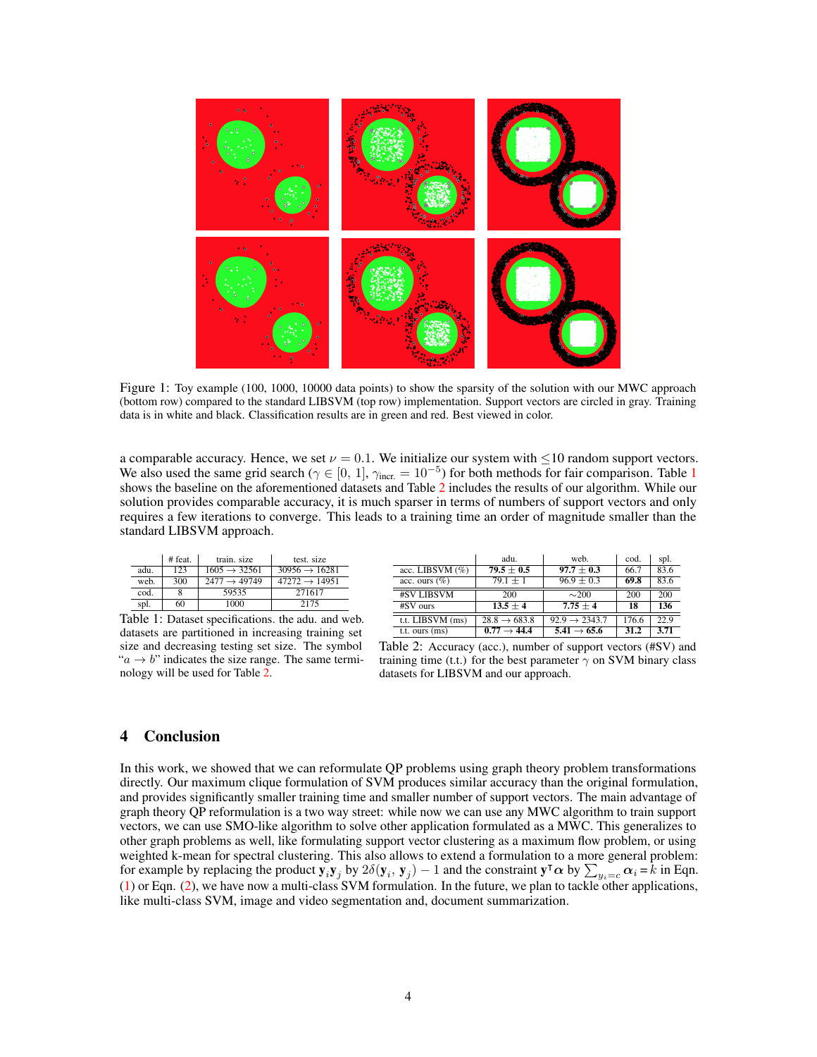Figure 1: Toy example (100, 1000, 10000 data points) to show the sparsity of the solution with our MWC approach (bottom row) compared to the standard LIBSVM (top row) implementation. Support vectors are circled in gray. Training data is in white and black. Classification results are in green and red. Best viewed in color.

a comparable accuracy. Hence, we set $\nu = 0.1$. We initialize our system with $\leq$10 random support vectors. We also used the same grid search ($\gamma \in [0, 1]$, $\gamma_{\text{incr.}} = 10^{-5}$) for both methods for fair comparison. Table 1 shows the baseline on the aforementioned datasets and Table 2 includes the results of our algorithm. While our solution provides comparable accuracy, it is much sparser in terms of numbers of support vectors and only requires a few iterations to converge. This leads to a training time an order of magnitude smaller than the standard LIBSVM approach.

| | # feat. | train. size | test. size |
|---|---|---|---|
| adu. | 123 | 1605 $\rightarrow$ 32561 | 30956 $\rightarrow$ 16281 |
| web. | 300 | 2477 $\rightarrow$ 49749 | 47272 $\rightarrow$ 14951 |
| cod. | 8 | 59535 | 271617 |
| spl. | 60 | 1000 | 2175 |

Table 1: Dataset specifications. the adu. and web. datasets are partitioned in increasing training set size and decreasing testing set size. The symbol "$a \rightarrow b$" indicates the size range. The same terminology will be used for Table 2.

| | adu. | web. | cod. | spl. |
|---|---|---|---|---|
| acc. LIBSVM (%) | **79.5 $\pm$ 0.5** | **97.7** $\pm$ **0.3** | 66.7 | 83.6 |
| acc. ours (%) | 79.1 $\pm$ 1 | 96.9 $\pm$ 0.3 | **69.8** | 83.6 |
| #SV LIBSVM | 200 | $\sim$200 | 200 | 200 |
| #SV ours | **13.5 $\pm$ 4** | **7.75 $\pm$ 4** | **18** | **136** |
| t.t. LIBSVM (ms) | 28.8 $\rightarrow$ 683.8 | 92.9 $\rightarrow$ 2343.7 | 176.6 | 22.9 |
| t.t. ours (ms) | **0.77 $\rightarrow$ 44.4** | **5.41 $\rightarrow$ 65.6** | **31.2** | **3.71** |

Table 2: Accuracy (acc.), number of support vectors (#SV) and training time (t.t.) for the best parameter $\gamma$ on SVM binary class datasets for LIBSVM and our approach.

## 4 Conclusion

In this work, we showed that we can reformulate QP problems using graph theory problem transformations directly. Our maximum clique formulation of SVM produces similar accuracy than the original formulation, and provides significantly smaller training time and smaller number of support vectors. The main advantage of graph theory QP reformulation is a two way street: while now we can use any MWC algorithm to train support vectors, we can use SMO-like algorithm to solve other application formulated as a MWC. This generalizes to other graph problems as well, like formulating support vector clustering as a maximum flow problem, or using weighted k-mean for spectral clustering. This also allows to extend a formulation to a more general problem: for example by replacing the product $\mathbf{y}_i\mathbf{y}_j$ by $2\delta(\mathbf{y}_i, \mathbf{y}_j) - 1$ and the constraint $\mathbf{y}^\intercal\boldsymbol{\alpha}$ by $\sum_{y_i=c}\boldsymbol{\alpha}_i = k$ in Eqn. (1) or Eqn. (2), we have now a multi-class SVM formulation. In the future, we plan to tackle other applications, like multi-class SVM, image and video segmentation and, document summarization.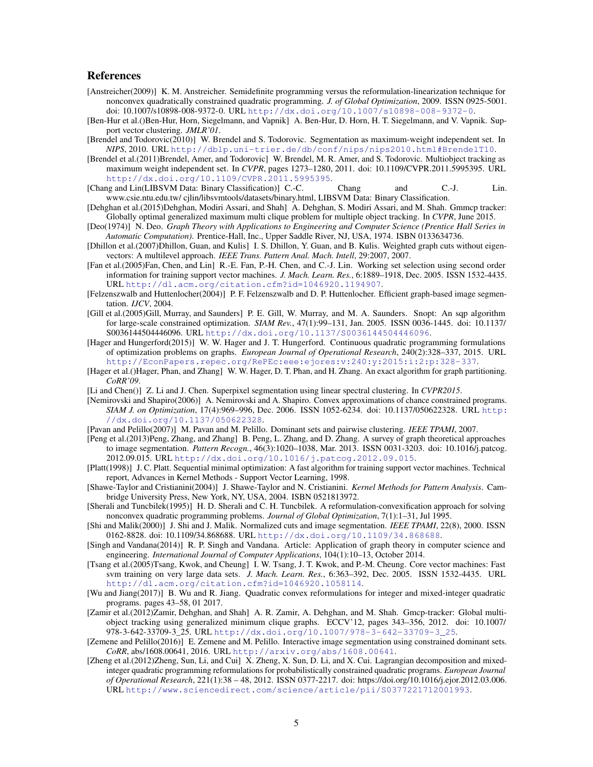## References

[Anstreicher(2009)] K. M. Anstreicher. Semidefinite programming versus the reformulation-linearization technique for nonconvex quadratically constrained quadratic programming. *J. of Global Optimization*, 2009. ISSN 0925-5001. doi: 10.1007/s10898-008-9372-0. URL http://dx.doi.org/10.1007/s10898-008-9372-0.

[Ben-Hur et al.()Ben-Hur, Horn, Siegelmann, and Vapnik] A. Ben-Hur, D. Horn, H. T. Siegelmann, and V. Vapnik. Support vector clustering. *JMLR'01*.

[Brendel and Todorovic(2010)] W. Brendel and S. Todorovic. Segmentation as maximum-weight independent set. In *NIPS*, 2010. URL http://dblp.uni-trier.de/db/conf/nips/nips2010.html#BrendelT10.

[Brendel et al.(2011)Brendel, Amer, and Todorovic] W. Brendel, M. R. Amer, and S. Todorovic. Multiobject tracking as maximum weight independent set. In *CVPR*, pages 1273–1280, 2011. doi: 10.1109/CVPR.2011.5995395. URL http://dx.doi.org/10.1109/CVPR.2011.5995395.

[Chang and Lin(LIBSVM Data: Binary Classification)] C.-C. Chang and C.-J. Lin. www.csie.ntu.edu.tw/ cjlin/libsvmtools/datasets/binary.html, LIBSVM Data: Binary Classification.

[Dehghan et al.(2015)Dehghan, Modiri Assari, and Shah] A. Dehghan, S. Modiri Assari, and M. Shah. Gmmcp tracker: Globally optimal generalized maximum multi clique problem for multiple object tracking. In *CVPR*, June 2015.

[Deo(1974)] N. Deo. *Graph Theory with Applications to Engineering and Computer Science (Prentice Hall Series in Automatic Computation)*. Prentice-Hall, Inc., Upper Saddle River, NJ, USA, 1974. ISBN 0133634736.

[Dhillon et al.(2007)Dhillon, Guan, and Kulis] I. S. Dhillon, Y. Guan, and B. Kulis. Weighted graph cuts without eigenvectors: A multilevel approach. *IEEE Trans. Pattern Anal. Mach. Intell*, 29:2007, 2007.

[Fan et al.(2005)Fan, Chen, and Lin] R.-E. Fan, P.-H. Chen, and C.-J. Lin. Working set selection using second order information for training support vector machines. *J. Mach. Learn. Res.*, 6:1889–1918, Dec. 2005. ISSN 1532-4435. URL http://dl.acm.org/citation.cfm?id=1046920.1194907.

[Felzenszwalb and Huttenlocher(2004)] P. F. Felzenszwalb and D. P. Huttenlocher. Efficient graph-based image segmentation. *IJCV*, 2004.

[Gill et al.(2005)Gill, Murray, and Saunders] P. E. Gill, W. Murray, and M. A. Saunders. Snopt: An sqp algorithm for large-scale constrained optimization. *SIAM Rev.*, 47(1):99–131, Jan. 2005. ISSN 0036-1445. doi: 10.1137/S0036144504446096. URL http://dx.doi.org/10.1137/S0036144504446096.

[Hager and Hungerford(2015)] W. W. Hager and J. T. Hungerford. Continuous quadratic programming formulations of optimization problems on graphs. *European Journal of Operational Research*, 240(2):328–337, 2015. URL http://EconPapers.repec.org/RePEc:eee:ejores:v:240:y:2015:i:2:p:328-337.

[Hager et al.()Hager, Phan, and Zhang] W. W. Hager, D. T. Phan, and H. Zhang. An exact algorithm for graph partitioning. *CoRR'09*.

[Li and Chen()] Z. Li and J. Chen. Superpixel segmentation using linear spectral clustering. In *CVPR2015*.

[Nemirovski and Shapiro(2006)] A. Nemirovski and A. Shapiro. Convex approximations of chance constrained programs. *SIAM J. on Optimization*, 17(4):969–996, Dec. 2006. ISSN 1052-6234. doi: 10.1137/050622328. URL http://dx.doi.org/10.1137/050622328.

[Pavan and Pelillo(2007)] M. Pavan and M. Pelillo. Dominant sets and pairwise clustering. *IEEE TPAMI*, 2007.

[Peng et al.(2013)Peng, Zhang, and Zhang] B. Peng, L. Zhang, and D. Zhang. A survey of graph theoretical approaches to image segmentation. *Pattern Recogn.*, 46(3):1020–1038, Mar. 2013. ISSN 0031-3203. doi: 10.1016/j.patcog.2012.09.015. URL http://dx.doi.org/10.1016/j.patcog.2012.09.015.

[Platt(1998)] J. C. Platt. Sequential minimal optimization: A fast algorithm for training support vector machines. Technical report, Advances in Kernel Methods - Support Vector Learning, 1998.

[Shawe-Taylor and Cristianini(2004)] J. Shawe-Taylor and N. Cristianini. *Kernel Methods for Pattern Analysis*. Cambridge University Press, New York, NY, USA, 2004. ISBN 0521813972.

[Sherali and Tuncbilek(1995)] H. D. Sherali and C. H. Tuncbilek. A reformulation-convexification approach for solving nonconvex quadratic programming problems. *Journal of Global Optimization*, 7(1):1–31, Jul 1995.

[Shi and Malik(2000)] J. Shi and J. Malik. Normalized cuts and image segmentation. *IEEE TPAMI*, 22(8), 2000. ISSN 0162-8828. doi: 10.1109/34.868688. URL http://dx.doi.org/10.1109/34.868688.

[Singh and Vandana(2014)] R. P. Singh and Vandana. Article: Application of graph theory in computer science and engineering. *International Journal of Computer Applications*, 104(1):10–13, October 2014.

[Tsang et al.(2005)Tsang, Kwok, and Cheung] I. W. Tsang, J. T. Kwok, and P.-M. Cheung. Core vector machines: Fast svm training on very large data sets. *J. Mach. Learn. Res.*, 6:363–392, Dec. 2005. ISSN 1532-4435. URL http://dl.acm.org/citation.cfm?id=1046920.1058114.

[Wu and Jiang(2017)] B. Wu and R. Jiang. Quadratic convex reformulations for integer and mixed-integer quadratic programs. pages 43–58, 01 2017.

[Zamir et al.(2012)Zamir, Dehghan, and Shah] A. R. Zamir, A. Dehghan, and M. Shah. Gmcp-tracker: Global multi-object tracking using generalized minimum clique graphs. ECCV'12, pages 343–356, 2012. doi: 10.1007/978-3-642-33709-3_25. URL http://dx.doi.org/10.1007/978-3-642-33709-3_25.

[Zemene and Pelillo(2016)] E. Zemene and M. Pelillo. Interactive image segmentation using constrained dominant sets. *CoRR*, abs/1608.00641, 2016. URL http://arxiv.org/abs/1608.00641.

[Zheng et al.(2012)Zheng, Sun, Li, and Cui] X. Zheng, X. Sun, D. Li, and X. Cui. Lagrangian decomposition and mixed-integer quadratic programming reformulations for probabilistically constrained quadratic programs. *European Journal of Operational Research*, 221(1):38 – 48, 2012. ISSN 0377-2217. doi: https://doi.org/10.1016/j.ejor.2012.03.006. URL http://www.sciencedirect.com/science/article/pii/S0377221712001993.